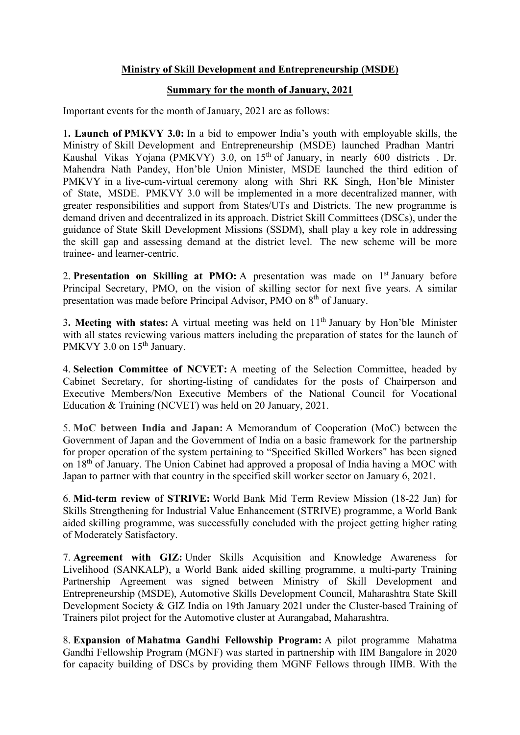**Ministry of Skill Development and Entrepreneurship (MSDE)**

**Summary for the month of January, 2021**

Important events for the month of January, 2021 are as follows:

1**. Launch of PMKVY 3.0:** In a bid to empower India's youth with employable skills, the Ministry of Skill Development and Entrepreneurship (MSDE) launched Pradhan Mantri Kaushal Vikas Yojana (PMKVY) 3.0, on 15th of January, in nearly 600 districts . Dr. Mahendra Nath Pandey, Hon'ble Union Minister, MSDE launched the third edition of PMKVY in a live-cum-virtual ceremony along with Shri RK Singh, Hon'ble Minister of State, MSDE. PMKVY 3.0 will be implemented in a more decentralized manner, with greater responsibilities and support from States/UTs and Districts. The new programme is demand driven and decentralized in its approach. District Skill Committees (DSCs), under the guidance of State Skill Development Missions (SSDM), shall play a key role in addressing the skill gap and assessing demand at the district level. The new scheme will be more trainee- and learner-centric.

2. **Presentation on Skilling at PMO:** A presentation was made on 1st January before Principal Secretary, PMO, on the vision of skilling sector for next five years. A similar presentation was made before Principal Advisor, PMO on 8th of January.

3**. Meeting with states:** A virtual meeting was held on 11th January by Hon'ble Minister with all states reviewing various matters including the preparation of states for the launch of PMKVY 3.0 on 15th January.

4. **Selection Committee of NCVET:** A meeting of the Selection Committee, headed by Cabinet Secretary, for shorting-listing of candidates for the posts of Chairperson and Executive Members/Non Executive Members of the National Council for Vocational Education & Training (NCVET) was held on 20 January, 2021.

5. **MoC between India and Japan:** A Memorandum of Cooperation (MoC) between the Government of Japan and the Government of India on a basic framework for the partnership for proper operation of the system pertaining to "Specified Skilled Workers" has been signed on 18th of January. The Union Cabinet had approved a proposal of India having a MOC with Japan to partner with that country in the specified skill worker sector on January 6, 2021.

6. **Mid-term review of STRIVE:** World Bank Mid Term Review Mission (18-22 Jan) for Skills Strengthening for Industrial Value Enhancement (STRIVE) programme, a World Bank aided skilling programme, was successfully concluded with the project getting higher rating of Moderately Satisfactory.

7. **Agreement with GIZ:** Under Skills Acquisition and Knowledge Awareness for Livelihood (SANKALP), a World Bank aided skilling programme, a multi-party Training Partnership Agreement was signed between Ministry of Skill Development and Entrepreneurship (MSDE), Automotive Skills Development Council, Maharashtra State Skill Development Society & GIZ India on 19th January 2021 under the Cluster-based Training of Trainers pilot project for the Automotive cluster at Aurangabad, Maharashtra.

8. **Expansion of Mahatma Gandhi Fellowship Program:** A pilot programme Mahatma Gandhi Fellowship Program (MGNF) was started in partnership with IIM Bangalore in 2020 for capacity building of DSCs by providing them MGNF Fellows through IIMB. With the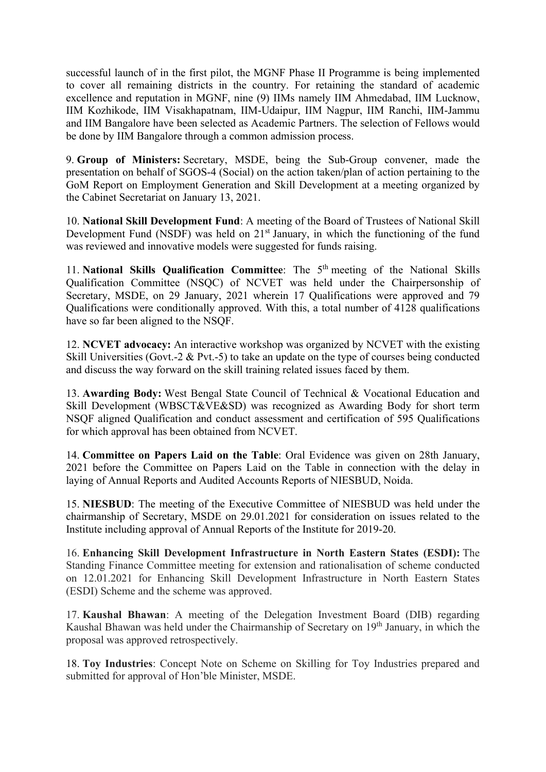successful launch of in the first pilot, the MGNF Phase II Programme is being implemented to cover all remaining districts in the country. For retaining the standard of academic excellence and reputation in MGNF, nine (9) IIMs namely IIM Ahmedabad, IIM Lucknow, IIM Kozhikode, IIM Visakhapatnam, IIM-Udaipur, IIM Nagpur, IIM Ranchi, IIM-Jammu and IIM Bangalore have been selected as Academic Partners. The selection of Fellows would be done by IIM Bangalore through a common admission process.

9. **Group of Ministers:** Secretary, MSDE, being the Sub-Group convener, made the presentation on behalf of SGOS-4 (Social) on the action taken/plan of action pertaining to the GoM Report on Employment Generation and Skill Development at a meeting organized by the Cabinet Secretariat on January 13, 2021.

10. **National Skill Development Fund**: A meeting of the Board of Trustees of National Skill Development Fund (NSDF) was held on 21st January, in which the functioning of the fund was reviewed and innovative models were suggested for funds raising.

11. **National Skills Qualification Committee**: The 5th meeting of the National Skills Qualification Committee (NSQC) of NCVET was held under the Chairpersonship of Secretary, MSDE, on 29 January, 2021 wherein 17 Qualifications were approved and 79 Qualifications were conditionally approved. With this, a total number of 4128 qualifications have so far been aligned to the NSQF.

12. **NCVET advocacy:** An interactive workshop was organized by NCVET with the existing Skill Universities (Govt.-2 & Pvt.-5) to take an update on the type of courses being conducted and discuss the way forward on the skill training related issues faced by them.

13. **Awarding Body:** West Bengal State Council of Technical & Vocational Education and Skill Development (WBSCT&VE&SD) was recognized as Awarding Body for short term NSQF aligned Qualification and conduct assessment and certification of 595 Qualifications for which approval has been obtained from NCVET.

14. **Committee on Papers Laid on the Table**: Oral Evidence was given on 28th January, 2021 before the Committee on Papers Laid on the Table in connection with the delay in laying of Annual Reports and Audited Accounts Reports of NIESBUD, Noida.

15. **NIESBUD**: The meeting of the Executive Committee of NIESBUD was held under the chairmanship of Secretary, MSDE on 29.01.2021 for consideration on issues related to the Institute including approval of Annual Reports of the Institute for 2019-20.

16. **Enhancing Skill Development Infrastructure in North Eastern States (ESDI):** The Standing Finance Committee meeting for extension and rationalisation of scheme conducted on 12.01.2021 for Enhancing Skill Development Infrastructure in North Eastern States (ESDI) Scheme and the scheme was approved.

17. **Kaushal Bhawan**: A meeting of the Delegation Investment Board (DIB) regarding Kaushal Bhawan was held under the Chairmanship of Secretary on 19th January, in which the proposal was approved retrospectively.

18. **Toy Industries**: Concept Note on Scheme on Skilling for Toy Industries prepared and submitted for approval of Hon'ble Minister, MSDE.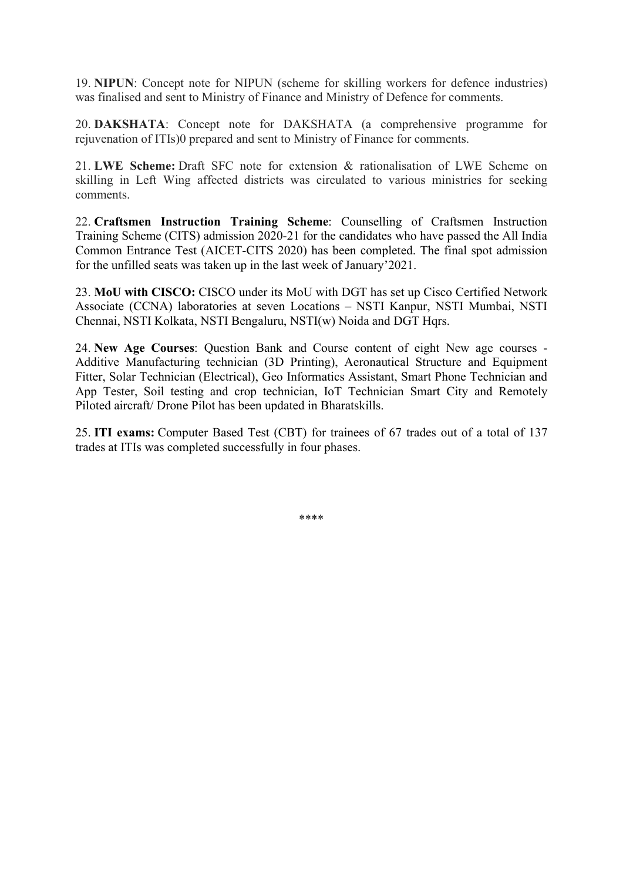19. **NIPUN**: Concept note for NIPUN (scheme for skilling workers for defence industries) was finalised and sent to Ministry of Finance and Ministry of Defence for comments.

20. **DAKSHATA**: Concept note for DAKSHATA (a comprehensive programme for rejuvenation of ITIs)0 prepared and sent to Ministry of Finance for comments.

21. **LWE Scheme:** Draft SFC note for extension & rationalisation of LWE Scheme on skilling in Left Wing affected districts was circulated to various ministries for seeking comments.

22. **Craftsmen Instruction Training Scheme**: Counselling of Craftsmen Instruction Training Scheme (CITS) admission 2020-21 for the candidates who have passed the All India Common Entrance Test (AICET-CITS 2020) has been completed. The final spot admission for the unfilled seats was taken up in the last week of January'2021.

23. **MoU with CISCO:** CISCO under its MoU with DGT has set up Cisco Certified Network Associate (CCNA) laboratories at seven Locations – NSTI Kanpur, NSTI Mumbai, NSTI Chennai, NSTI Kolkata, NSTI Bengaluru, NSTI(w) Noida and DGT Hqrs.

24. **New Age Courses**: Question Bank and Course content of eight New age courses - Additive Manufacturing technician (3D Printing), Aeronautical Structure and Equipment Fitter, Solar Technician (Electrical), Geo Informatics Assistant, Smart Phone Technician and App Tester, Soil testing and crop technician, IoT Technician Smart City and Remotely Piloted aircraft/ Drone Pilot has been updated in Bharatskills.

25. **ITI exams:** Computer Based Test (CBT) for trainees of 67 trades out of a total of 137 trades at ITIs was completed successfully in four phases.

****